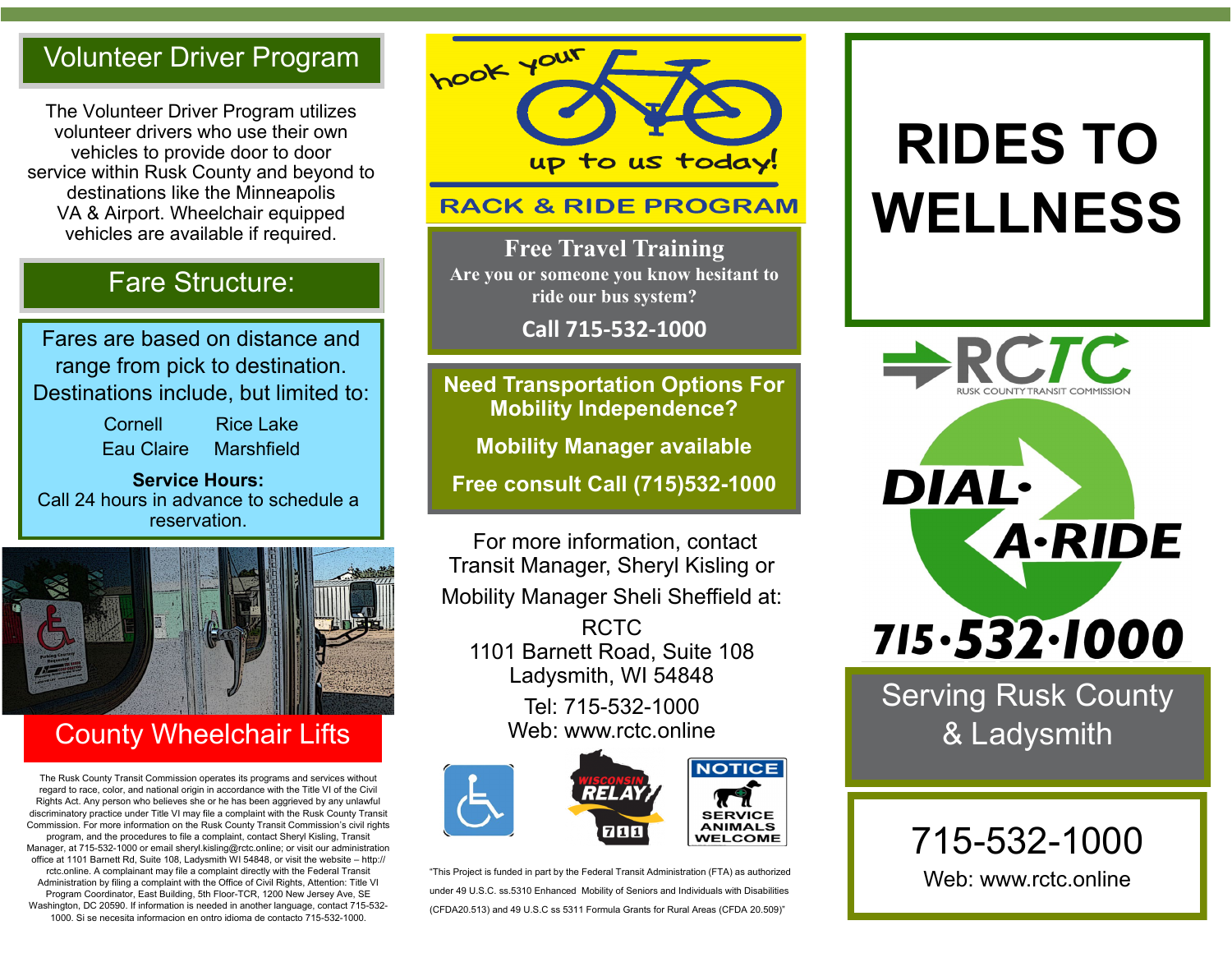## Volunteer Driver Program

The Volunteer Driver Program utilizes volunteer drivers who use their own vehicles to provide door to door service within Rusk County and beyond to destinations like the Minneapolis VA & Airport. Wheelchair equipped vehicles are available if required.

## Fare Structure:

Fares are based on distance and range from pick to destination. Destinations include, but limited to:

Cornell
Rice Lake
Eau Claire
Marshfield

**Service Hours:**
Call 24 hours in advance to schedule a reservation.

## County Wheelchair Lifts

The Rusk County Transit Commission operates its programs and services without regard to race, color, and national origin in accordance with the Title VI of the Civil Rights Act. Any person who believes she or he has been aggrieved by any unlawful discriminatory practice under Title VI may file a complaint with the Rusk County Transit Commission. For more information on the Rusk County Transit Commission's civil rights program, and the procedures to file a complaint, contact Sheryl Kisling, Transit Manager, at 715-532-1000 or email sheryl.kisling@rctc.online; or visit our administration office at 1101 Barnett Rd, Suite 108, Ladysmith WI 54848, or visit the website – http://rctc.online. A complainant may file a complaint directly with the Federal Transit Administration by filing a complaint with the Office of Civil Rights, Attention: Title VI Program Coordinator, East Building, 5th Floor-TCR, 1200 New Jersey Ave, SE Washington, DC 20590. If information is needed in another language, contact 715-532-1000. Si se necesita informacion en ontro idioma de contacto 715-532-1000.

hook your up to us today!

## RACK & RIDE PROGRAM

## Free Travel Training

Are you or someone you know hesitant to ride our bus system?

**Call 715-532-1000**

## Need Transportation Options For Mobility Independence?

**Mobility Manager available**

**Free consult Call (715)532-1000**

For more information, contact Transit Manager, Sheryl Kisling or Mobility Manager Sheli Sheffield at:

RCTC
1101 Barnett Road, Suite 108
Ladysmith, WI 54848

Tel: 715-532-1000
Web: www.rctc.online

WISCONSIN RELAY 711

NOTICE
SERVICE ANIMALS WELCOME

"This Project is funded in part by the Federal Transit Administration (FTA) as authorized under 49 U.S.C. ss.5310 Enhanced Mobility of Seniors and Individuals with Disabilities (CFDA20.513) and 49 U.S.C ss 5311 Formula Grants for Rural Areas (CFDA 20.509)"

# RIDES TO WELLNESS

RCTC
RUSK COUNTY TRANSIT COMMISSION

DIAL·A·RIDE

715·532·1000

Serving Rusk County & Ladysmith

715-532-1000

Web: www.rctc.online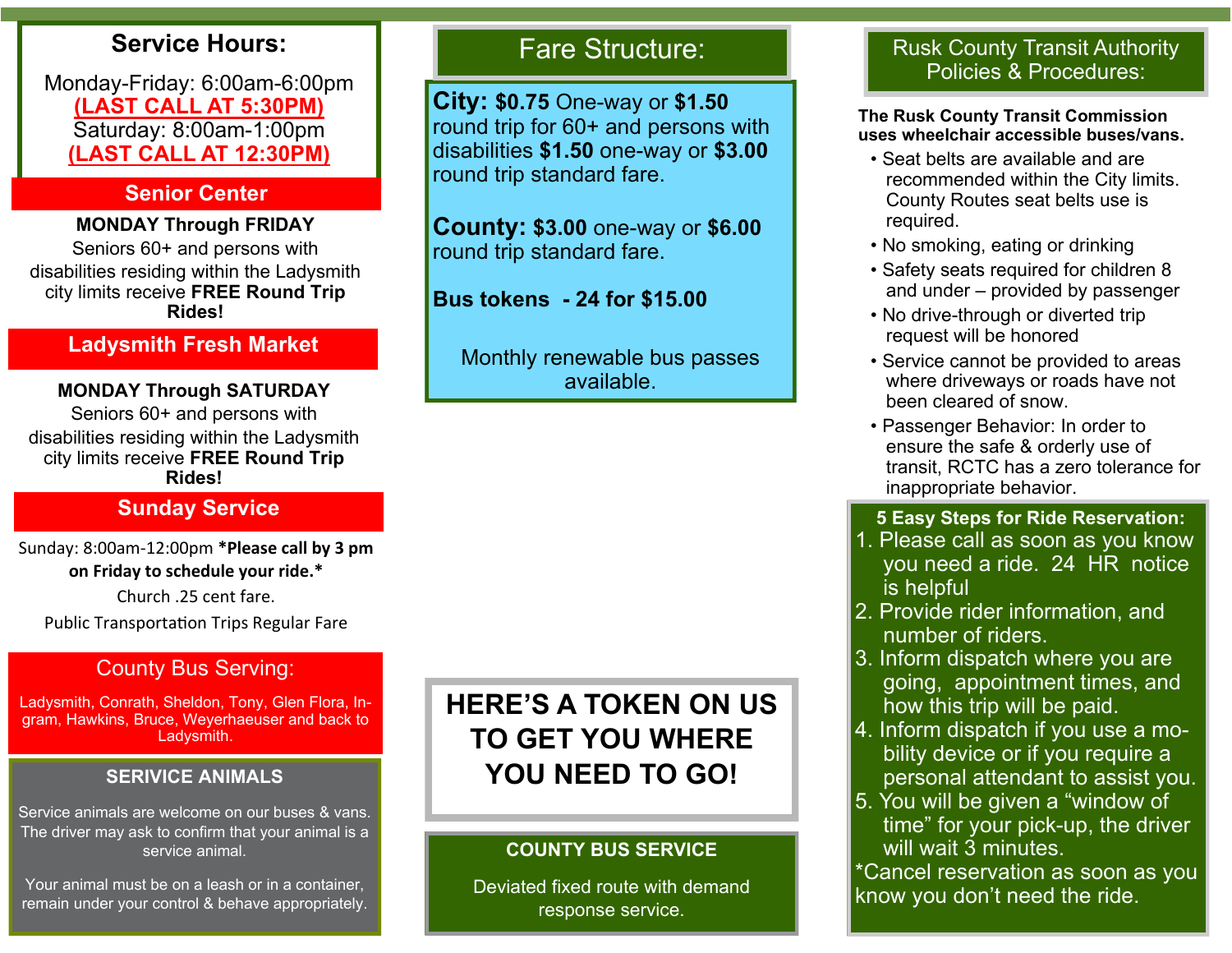## Service Hours:

Monday-Friday: 6:00am-6:00pm
**(LAST CALL AT 5:30PM)**
Saturday: 8:00am-1:00pm
**(LAST CALL AT 12:30PM)**

## Senior Center

**MONDAY Through FRIDAY**
Seniors 60+ and persons with disabilities residing within the Ladysmith city limits receive **FREE Round Trip Rides!**

## Ladysmith Fresh Market

**MONDAY Through SATURDAY**
Seniors 60+ and persons with disabilities residing within the Ladysmith city limits receive **FREE Round Trip Rides!**

## Sunday Service

Sunday: 8:00am-12:00pm ***Please call by 3 pm on Friday to schedule your ride.***

Church .25 cent fare.

Public Transportation Trips Regular Fare

## County Bus Serving:

Ladysmith, Conrath, Sheldon, Tony, Glen Flora, Ingram, Hawkins, Bruce, Weyerhaeuser and back to Ladysmith.

## SERIVICE ANIMALS

Service animals are welcome on our buses & vans. The driver may ask to confirm that your animal is a service animal.

Your animal must be on a leash or in a container, remain under your control & behave appropriately.

## Fare Structure:

**City: $0.75** One-way or **$1.50** round trip for 60+ and persons with disabilities **$1.50** one-way or **$3.00** round trip standard fare.

**County: $3.00** one-way or **$6.00** round trip standard fare.

**Bus tokens - 24 for $15.00**

Monthly renewable bus passes available.

**HERE'S A TOKEN ON US TO GET YOU WHERE YOU NEED TO GO!**

## COUNTY BUS SERVICE

Deviated fixed route with demand response service.

## Rusk County Transit Authority Policies & Procedures:

**The Rusk County Transit Commission uses wheelchair accessible buses/vans.**

- Seat belts are available and are recommended within the City limits. County Routes seat belts use is required.
- No smoking, eating or drinking
- Safety seats required for children 8 and under – provided by passenger
- No drive-through or diverted trip request will be honored
- Service cannot be provided to areas where driveways or roads have not been cleared of snow.
- Passenger Behavior: In order to ensure the safe & orderly use of transit, RCTC has a zero tolerance for inappropriate behavior.

### 5 Easy Steps for Ride Reservation:

1. Please call as soon as you know you need a ride. 24 HR notice is helpful
2. Provide rider information, and number of riders.
3. Inform dispatch where you are going, appointment times, and how this trip will be paid.
4. Inform dispatch if you use a mobility device or if you require a personal attendant to assist you.
5. You will be given a "window of time" for your pick-up, the driver will wait 3 minutes.

*Cancel reservation as soon as you know you don't need the ride.